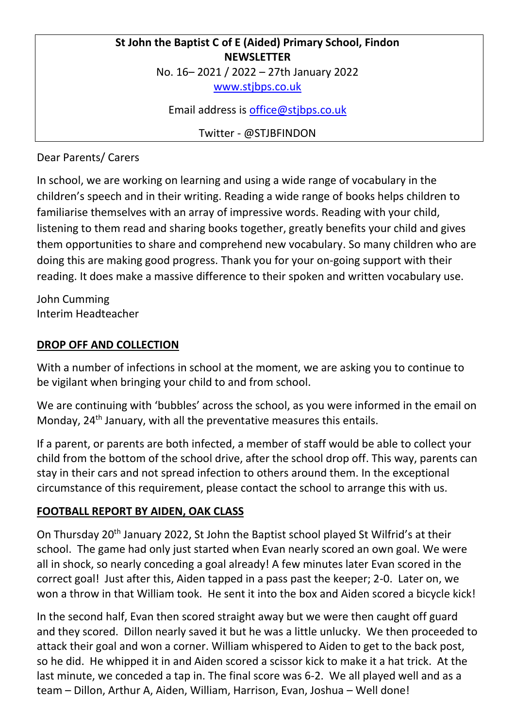**St John the Baptist C of E (Aided) Primary School, Findon**
**NEWSLETTER**
No. 16– 2021 / 2022 – 27th January 2022
[www.stjbps.co.uk](http://www.stjbps.co.uk)

Email address is [office@stjbps.co.uk](mailto:office@stjbps.co.uk)

Twitter - @STJBFINDON

Dear Parents/ Carers

In school, we are working on learning and using a wide range of vocabulary in the children's speech and in their writing. Reading a wide range of books helps children to familiarise themselves with an array of impressive words. Reading with your child, listening to them read and sharing books together, greatly benefits your child and gives them opportunities to share and comprehend new vocabulary. So many children who are doing this are making good progress. Thank you for your on-going support with their reading. It does make a massive difference to their spoken and written vocabulary use.

John Cumming
Interim Headteacher

## DROP OFF AND COLLECTION

With a number of infections in school at the moment, we are asking you to continue to be vigilant when bringing your child to and from school.

We are continuing with 'bubbles' across the school, as you were informed in the email on Monday, 24th January, with all the preventative measures this entails.

If a parent, or parents are both infected, a member of staff would be able to collect your child from the bottom of the school drive, after the school drop off. This way, parents can stay in their cars and not spread infection to others around them. In the exceptional circumstance of this requirement, please contact the school to arrange this with us.

## FOOTBALL REPORT BY AIDEN, OAK CLASS

On Thursday 20th January 2022, St John the Baptist school played St Wilfrid's at their school. The game had only just started when Evan nearly scored an own goal. We were all in shock, so nearly conceding a goal already! A few minutes later Evan scored in the correct goal! Just after this, Aiden tapped in a pass past the keeper; 2-0. Later on, we won a throw in that William took. He sent it into the box and Aiden scored a bicycle kick!

In the second half, Evan then scored straight away but we were then caught off guard and they scored. Dillon nearly saved it but he was a little unlucky. We then proceeded to attack their goal and won a corner. William whispered to Aiden to get to the back post, so he did. He whipped it in and Aiden scored a scissor kick to make it a hat trick. At the last minute, we conceded a tap in. The final score was 6-2. We all played well and as a team – Dillon, Arthur A, Aiden, William, Harrison, Evan, Joshua – Well done!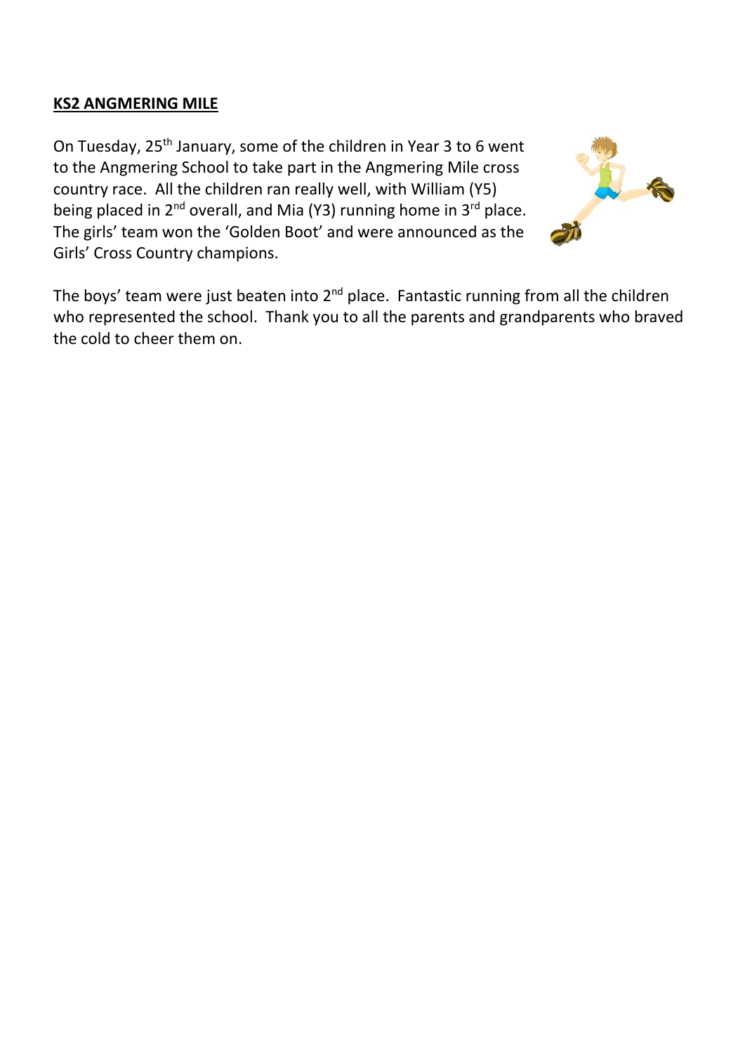**KS2 ANGMERING MILE**

On Tuesday, 25th January, some of the children in Year 3 to 6 went to the Angmering School to take part in the Angmering Mile cross country race. All the children ran really well, with William (Y5) being placed in 2nd overall, and Mia (Y3) running home in 3rd place. The girls' team won the 'Golden Boot' and were announced as the Girls' Cross Country champions.

The boys' team were just beaten into 2nd place. Fantastic running from all the children who represented the school. Thank you to all the parents and grandparents who braved the cold to cheer them on.